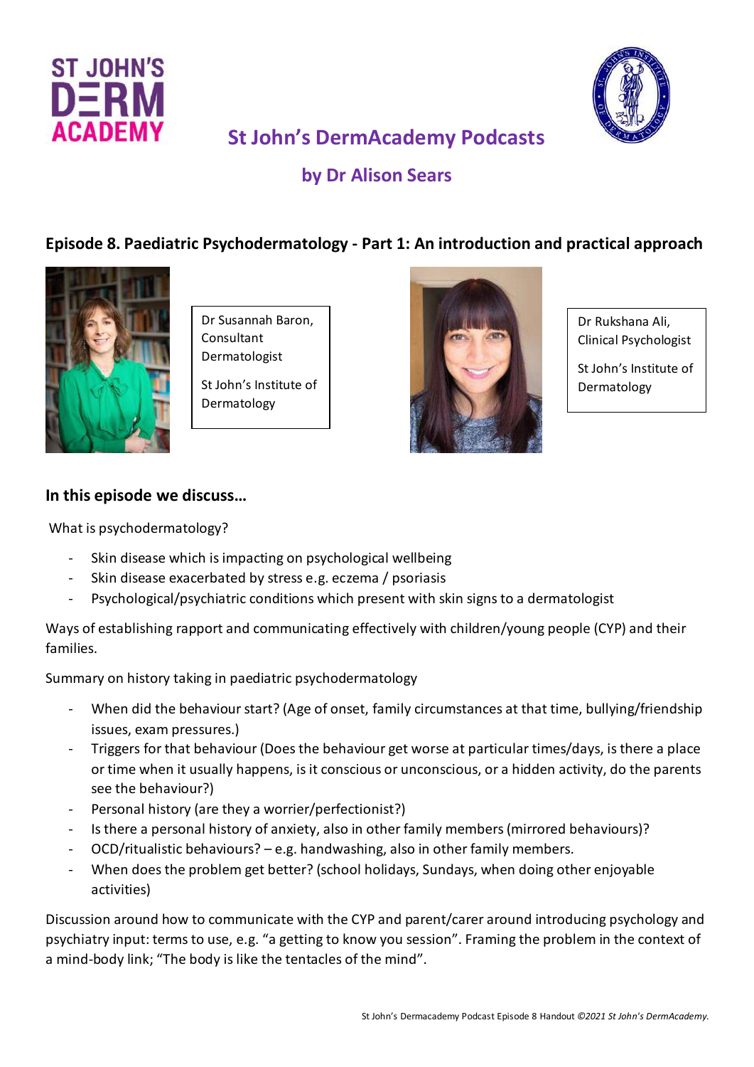# St John's DermAcademy Podcasts

## by Dr Alison Sears

### Episode 8. Paediatric Psychodermatology - Part 1: An introduction and practical approach

Dr Susannah Baron, Consultant Dermatologist

St John's Institute of Dermatology

Dr Rukshana Ali, Clinical Psychologist

St John's Institute of Dermatology

### In this episode we discuss…

What is psychodermatology?

- Skin disease which is impacting on psychological wellbeing
- Skin disease exacerbated by stress e.g. eczema / psoriasis
- Psychological/psychiatric conditions which present with skin signs to a dermatologist

Ways of establishing rapport and communicating effectively with children/young people (CYP) and their families.

Summary on history taking in paediatric psychodermatology

- When did the behaviour start? (Age of onset, family circumstances at that time, bullying/friendship issues, exam pressures.)
- Triggers for that behaviour (Does the behaviour get worse at particular times/days, is there a place or time when it usually happens, is it conscious or unconscious, or a hidden activity, do the parents see the behaviour?)
- Personal history (are they a worrier/perfectionist?)
- Is there a personal history of anxiety, also in other family members (mirrored behaviours)?
- OCD/ritualistic behaviours? – e.g. handwashing, also in other family members.
- When does the problem get better? (school holidays, Sundays, when doing other enjoyable activities)

Discussion around how to communicate with the CYP and parent/carer around introducing psychology and psychiatry input: terms to use, e.g. "a getting to know you session". Framing the problem in the context of a mind-body link; "The body is like the tentacles of the mind".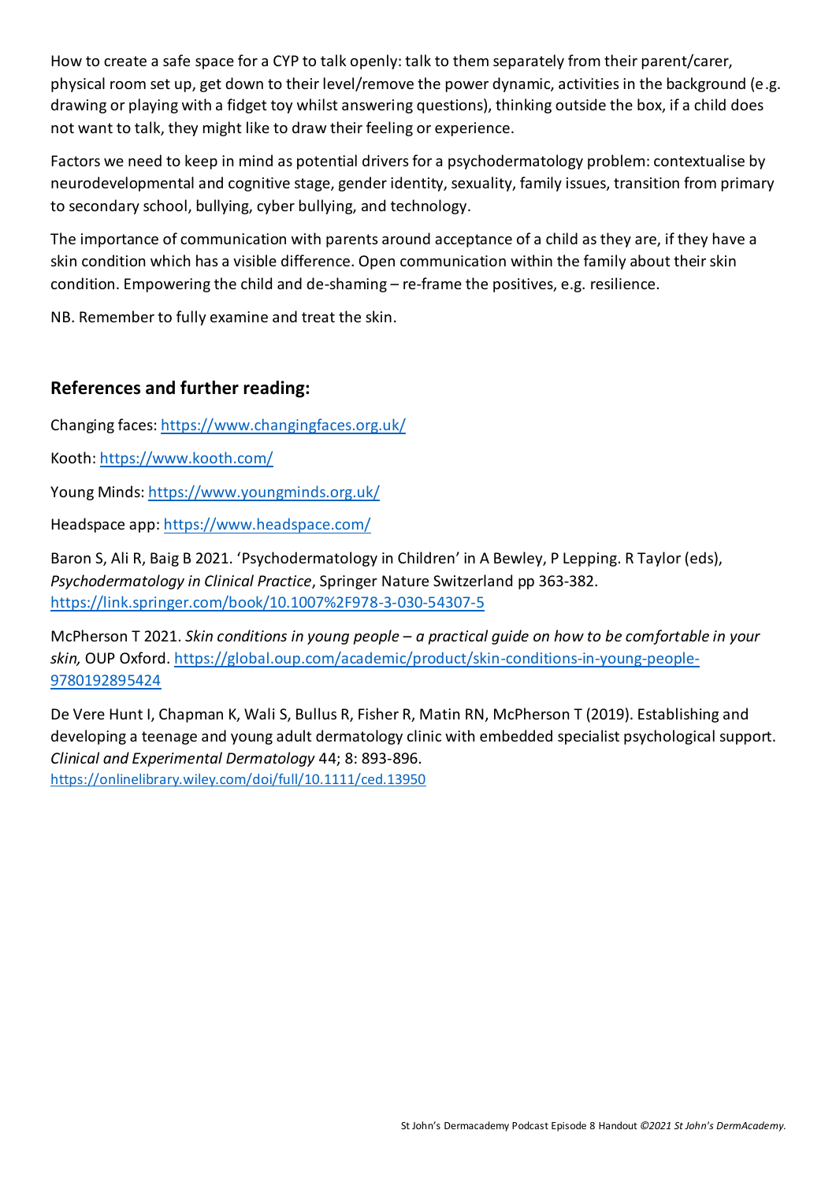How to create a safe space for a CYP to talk openly: talk to them separately from their parent/carer, physical room set up, get down to their level/remove the power dynamic, activities in the background (e.g. drawing or playing with a fidget toy whilst answering questions), thinking outside the box, if a child does not want to talk, they might like to draw their feeling or experience.

Factors we need to keep in mind as potential drivers for a psychodermatology problem: contextualise by neurodevelopmental and cognitive stage, gender identity, sexuality, family issues, transition from primary to secondary school, bullying, cyber bullying, and technology.

The importance of communication with parents around acceptance of a child as they are, if they have a skin condition which has a visible difference. Open communication within the family about their skin condition. Empowering the child and de-shaming – re-frame the positives, e.g. resilience.

NB. Remember to fully examine and treat the skin.

## References and further reading:

Changing faces: https://www.changingfaces.org.uk/

Kooth: https://www.kooth.com/

Young Minds: https://www.youngminds.org.uk/

Headspace app: https://www.headspace.com/

Baron S, Ali R, Baig B 2021. 'Psychodermatology in Children' in A Bewley, P Lepping. R Taylor (eds), *Psychodermatology in Clinical Practice*, Springer Nature Switzerland pp 363-382. https://link.springer.com/book/10.1007%2F978-3-030-54307-5

McPherson T 2021. *Skin conditions in young people – a practical guide on how to be comfortable in your skin,* OUP Oxford. https://global.oup.com/academic/product/skin-conditions-in-young-people-9780192895424

De Vere Hunt I, Chapman K, Wali S, Bullus R, Fisher R, Matin RN, McPherson T (2019). Establishing and developing a teenage and young adult dermatology clinic with embedded specialist psychological support. *Clinical and Experimental Dermatology* 44; 8: 893-896. https://onlinelibrary.wiley.com/doi/full/10.1111/ced.13950